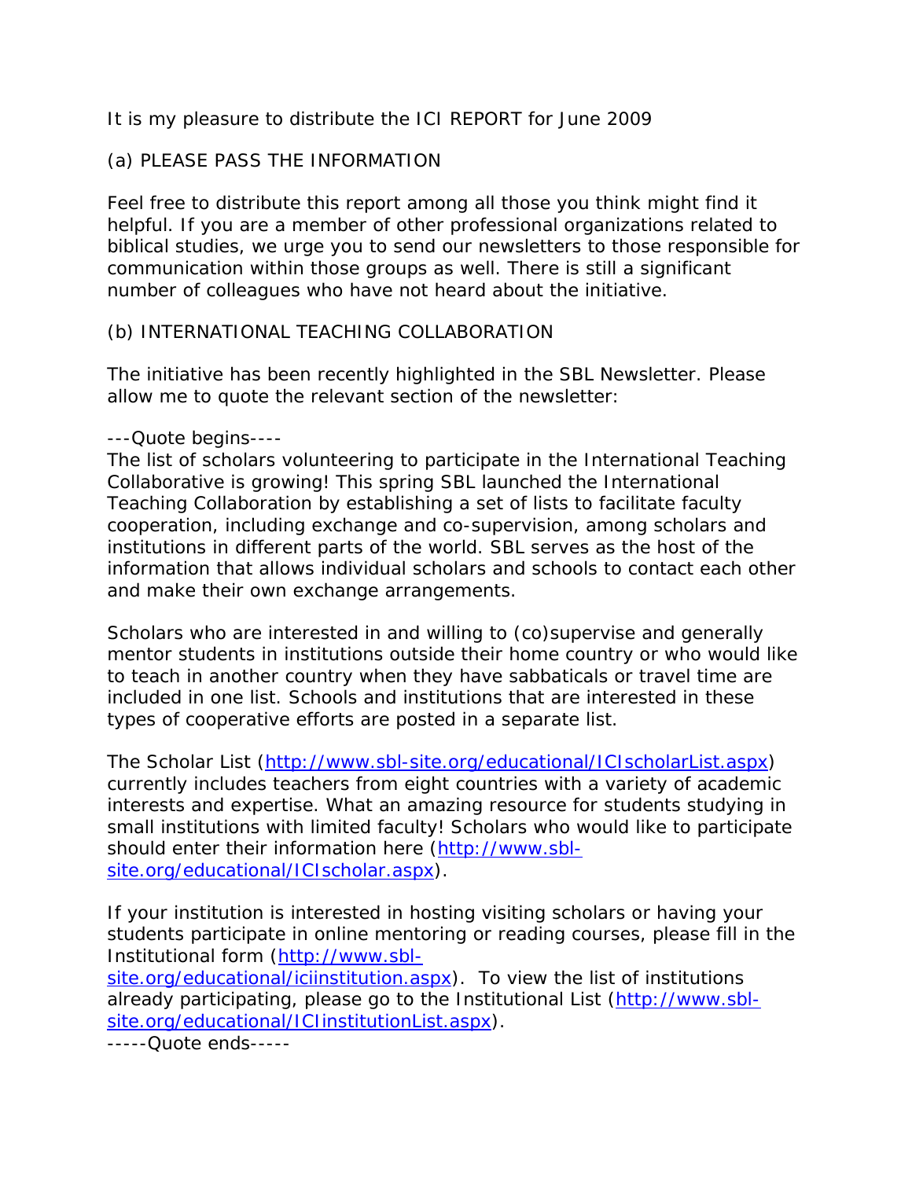It is my pleasure to distribute the ICI REPORT for June 2009

(a) PLEASE PASS THE INFORMATION

Feel free to distribute this report among all those you think might find it helpful. If you are a member of other professional organizations related to biblical studies, we urge you to send our newsletters to those responsible for communication within those groups as well. There is still a significant number of colleagues who have not heard about the initiative.

(b) INTERNATIONAL TEACHING COLLABORATION

The initiative has been recently highlighted in the SBL Newsletter. Please allow me to quote the relevant section of the newsletter:

---Quote begins----
The list of scholars volunteering to participate in the International Teaching Collaborative is growing! This spring SBL launched the International Teaching Collaboration by establishing a set of lists to facilitate faculty cooperation, including exchange and co-supervision, among scholars and institutions in different parts of the world. SBL serves as the host of the information that allows individual scholars and schools to contact each other and make their own exchange arrangements.

Scholars who are interested in and willing to (co)supervise and generally mentor students in institutions outside their home country or who would like to teach in another country when they have sabbaticals or travel time are included in one list. Schools and institutions that are interested in these types of cooperative efforts are posted in a separate list.

The Scholar List (http://www.sbl-site.org/educational/ICIscholarList.aspx) currently includes teachers from eight countries with a variety of academic interests and expertise. What an amazing resource for students studying in small institutions with limited faculty! Scholars who would like to participate should enter their information here (http://www.sbl-site.org/educational/ICIscholar.aspx).

If your institution is interested in hosting visiting scholars or having your students participate in online mentoring or reading courses, please fill in the Institutional form (http://www.sbl-site.org/educational/iciinstitution.aspx). To view the list of institutions already participating, please go to the Institutional List (http://www.sbl-site.org/educational/ICIinstitutionList.aspx).
-----Quote ends-----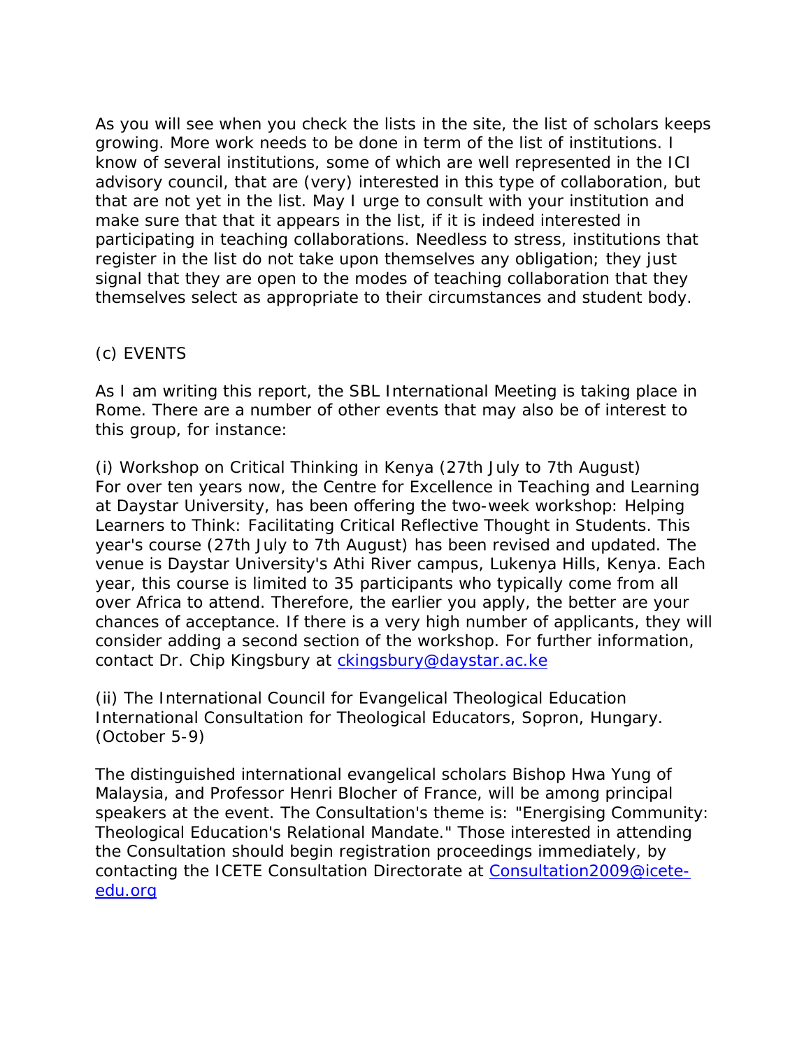As you will see when you check the lists in the site, the list of scholars keeps growing. More work needs to be done in term of the list of institutions. I know of several institutions, some of which are well represented in the ICI advisory council, that are (very) interested in this type of collaboration, but that are not yet in the list. May I urge to consult with your institution and make sure that that it appears in the list, if it is indeed interested in participating in teaching collaborations. Needless to stress, institutions that register in the list do not take upon themselves any obligation; they just signal that they are open to the modes of teaching collaboration that they themselves select as appropriate to their circumstances and student body.

(c) EVENTS

As I am writing this report, the SBL International Meeting is taking place in Rome. There are a number of other events that may also be of interest to this group, for instance:

(i) Workshop on Critical Thinking in Kenya (27th July to 7th August)
For over ten years now, the Centre for Excellence in Teaching and Learning at Daystar University, has been offering the two-week workshop: Helping Learners to Think: Facilitating Critical Reflective Thought in Students. This year's course (27th July to 7th August) has been revised and updated. The venue is Daystar University's Athi River campus, Lukenya Hills, Kenya. Each year, this course is limited to 35 participants who typically come from all over Africa to attend. Therefore, the earlier you apply, the better are your chances of acceptance. If there is a very high number of applicants, they will consider adding a second section of the workshop. For further information, contact Dr. Chip Kingsbury at ckingsbury@daystar.ac.ke

(ii) The International Council for Evangelical Theological Education International Consultation for Theological Educators, Sopron, Hungary. (October 5-9)

The distinguished international evangelical scholars Bishop Hwa Yung of Malaysia, and Professor Henri Blocher of France, will be among principal speakers at the event. The Consultation's theme is: "Energising Community: Theological Education's Relational Mandate." Those interested in attending the Consultation should begin registration proceedings immediately, by contacting the ICETE Consultation Directorate at Consultation2009@icete-edu.org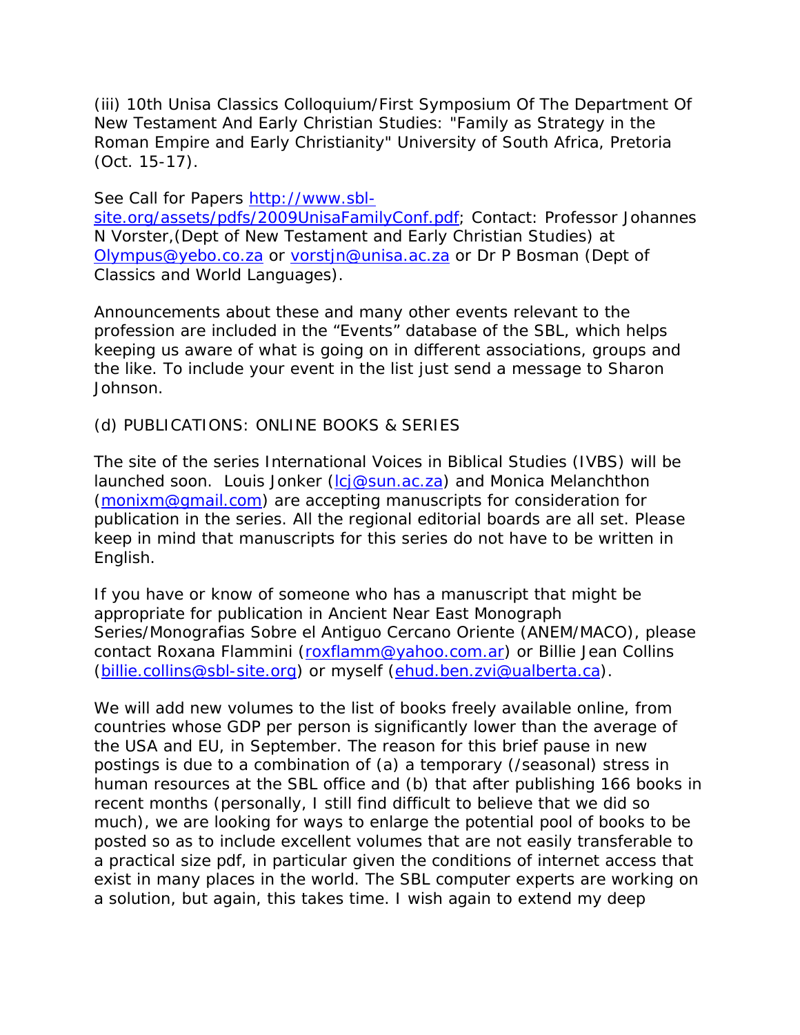(iii) 10th Unisa Classics Colloquium/First Symposium Of The Department Of New Testament And Early Christian Studies: "Family as Strategy in the Roman Empire and Early Christianity" University of South Africa, Pretoria (Oct. 15-17).

See Call for Papers http://www.sbl-site.org/assets/pdfs/2009UnisaFamilyConf.pdf; Contact: Professor Johannes N Vorster,(Dept of New Testament and Early Christian Studies) at Olympus@yebo.co.za or vorstjn@unisa.ac.za or Dr P Bosman (Dept of Classics and World Languages).

Announcements about these and many other events relevant to the profession are included in the "Events" database of the SBL, which helps keeping us aware of what is going on in different associations, groups and the like. To include your event in the list just send a message to Sharon Johnson.

(d) PUBLICATIONS: ONLINE BOOKS & SERIES

The site of the series International Voices in Biblical Studies (IVBS) will be launched soon. Louis Jonker (lcj@sun.ac.za) and Monica Melanchthon (monixm@gmail.com) are accepting manuscripts for consideration for publication in the series. All the regional editorial boards are all set. Please keep in mind that manuscripts for this series do not have to be written in English.

If you have or know of someone who has a manuscript that might be appropriate for publication in Ancient Near East Monograph Series/Monografias Sobre el Antiguo Cercano Oriente (ANEM/MACO), please contact Roxana Flammini (roxflamm@yahoo.com.ar) or Billie Jean Collins (billie.collins@sbl-site.org) or myself (ehud.ben.zvi@ualberta.ca).

We will add new volumes to the list of books freely available online, from countries whose GDP per person is significantly lower than the average of the USA and EU, in September. The reason for this brief pause in new postings is due to a combination of (a) a temporary (/seasonal) stress in human resources at the SBL office and (b) that after publishing 166 books in recent months (personally, I still find difficult to believe that we did so much), we are looking for ways to enlarge the potential pool of books to be posted so as to include excellent volumes that are not easily transferable to a practical size pdf, in particular given the conditions of internet access that exist in many places in the world. The SBL computer experts are working on a solution, but again, this takes time. I wish again to extend my deep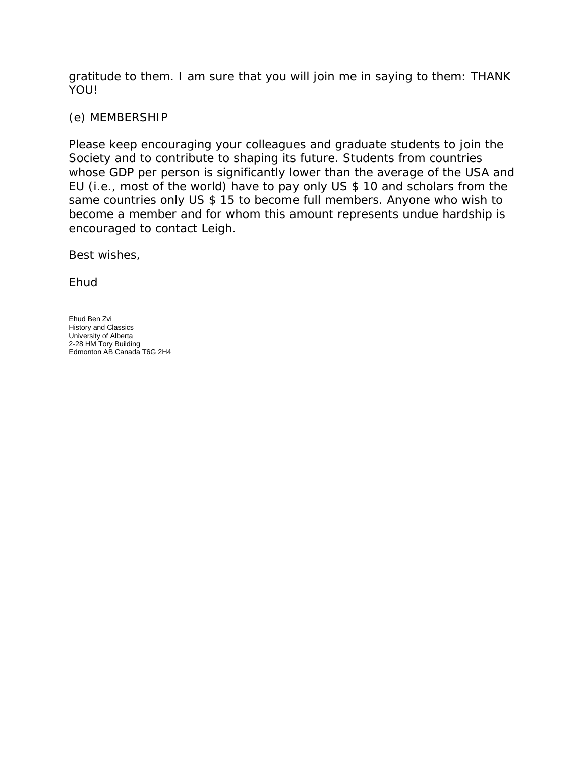gratitude to them. I am sure that you will join me in saying to them: THANK YOU!

(e) MEMBERSHIP

Please keep encouraging your colleagues and graduate students to join the Society and to contribute to shaping its future. Students from countries whose GDP per person is significantly lower than the average of the USA and EU (i.e., most of the world) have to pay only US $ 10 and scholars from the same countries only US $ 15 to become full members. Anyone who wish to become a member and for whom this amount represents undue hardship is encouraged to contact Leigh.

Best wishes,

Ehud

Ehud Ben Zvi
History and Classics
University of Alberta
2-28 HM Tory Building
Edmonton AB Canada T6G 2H4